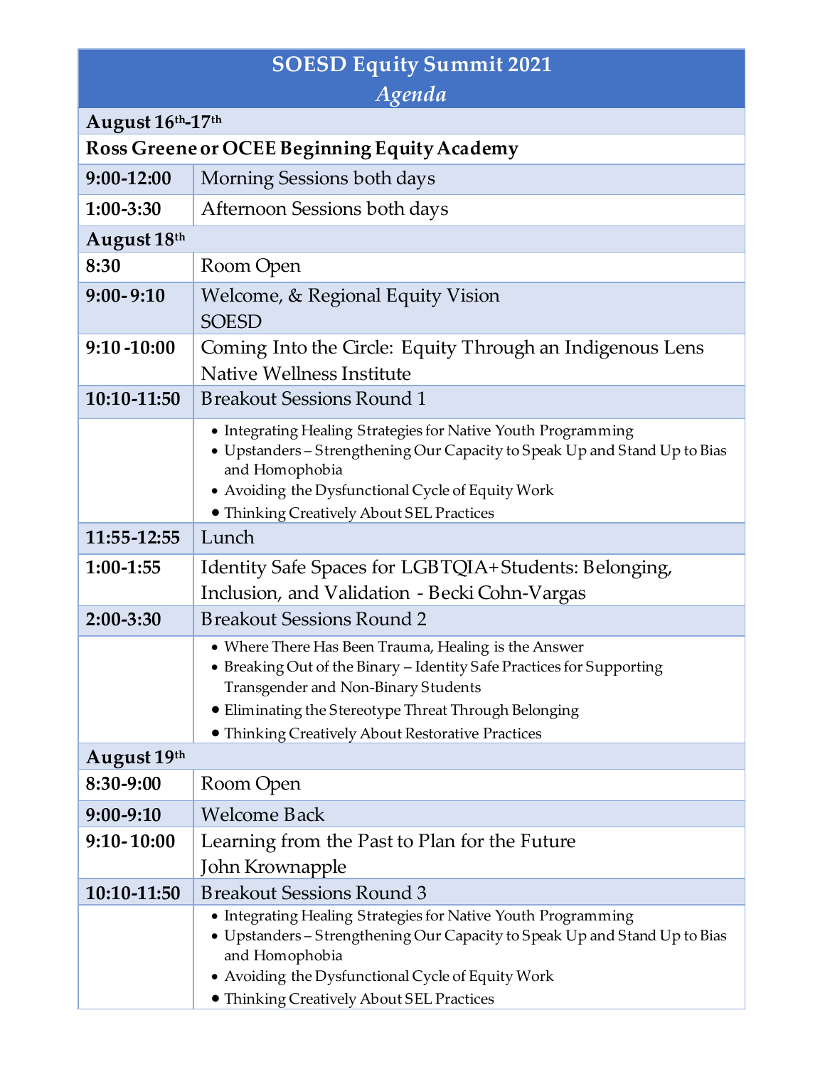# SOESD Equity Summit 2021

## *Agenda*

| | |
|---|---|
| **August 16th-17th** | |
| **Ross Greene or OCEE Beginning Equity Academy** | |
| **9:00-12:00** | Morning Sessions both days |
| **1:00-3:30** | Afternoon Sessions both days |
| **August 18th** | |
| **8:30** | Room Open |
| **9:00- 9:10** | Welcome, & Regional Equity Vision<br>SOESD |
| **9:10 -10:00** | Coming Into the Circle: Equity Through an Indigenous Lens<br>Native Wellness Institute |
| **10:10-11:50** | Breakout Sessions Round 1 |
| | • Integrating Healing Strategies for Native Youth Programming<br>• Upstanders – Strengthening Our Capacity to Speak Up and Stand Up to Bias and Homophobia<br>• Avoiding the Dysfunctional Cycle of Equity Work<br>• Thinking Creatively About SEL Practices |
| **11:55-12:55** | Lunch |
| **1:00-1:55** | Identity Safe Spaces for LGBTQIA+Students: Belonging, Inclusion, and Validation - Becki Cohn-Vargas |
| **2:00-3:30** | Breakout Sessions Round 2 |
| | • Where There Has Been Trauma, Healing is the Answer<br>• Breaking Out of the Binary – Identity Safe Practices for Supporting Transgender and Non-Binary Students<br>• Eliminating the Stereotype Threat Through Belonging<br>• Thinking Creatively About Restorative Practices |
| **August 19th** | |
| **8:30-9:00** | Room Open |
| **9:00-9:10** | Welcome Back |
| **9:10- 10:00** | Learning from the Past to Plan for the Future<br>John Krownapple |
| **10:10-11:50** | Breakout Sessions Round 3 |
| | • Integrating Healing Strategies for Native Youth Programming<br>• Upstanders – Strengthening Our Capacity to Speak Up and Stand Up to Bias and Homophobia<br>• Avoiding the Dysfunctional Cycle of Equity Work<br>• Thinking Creatively About SEL Practices |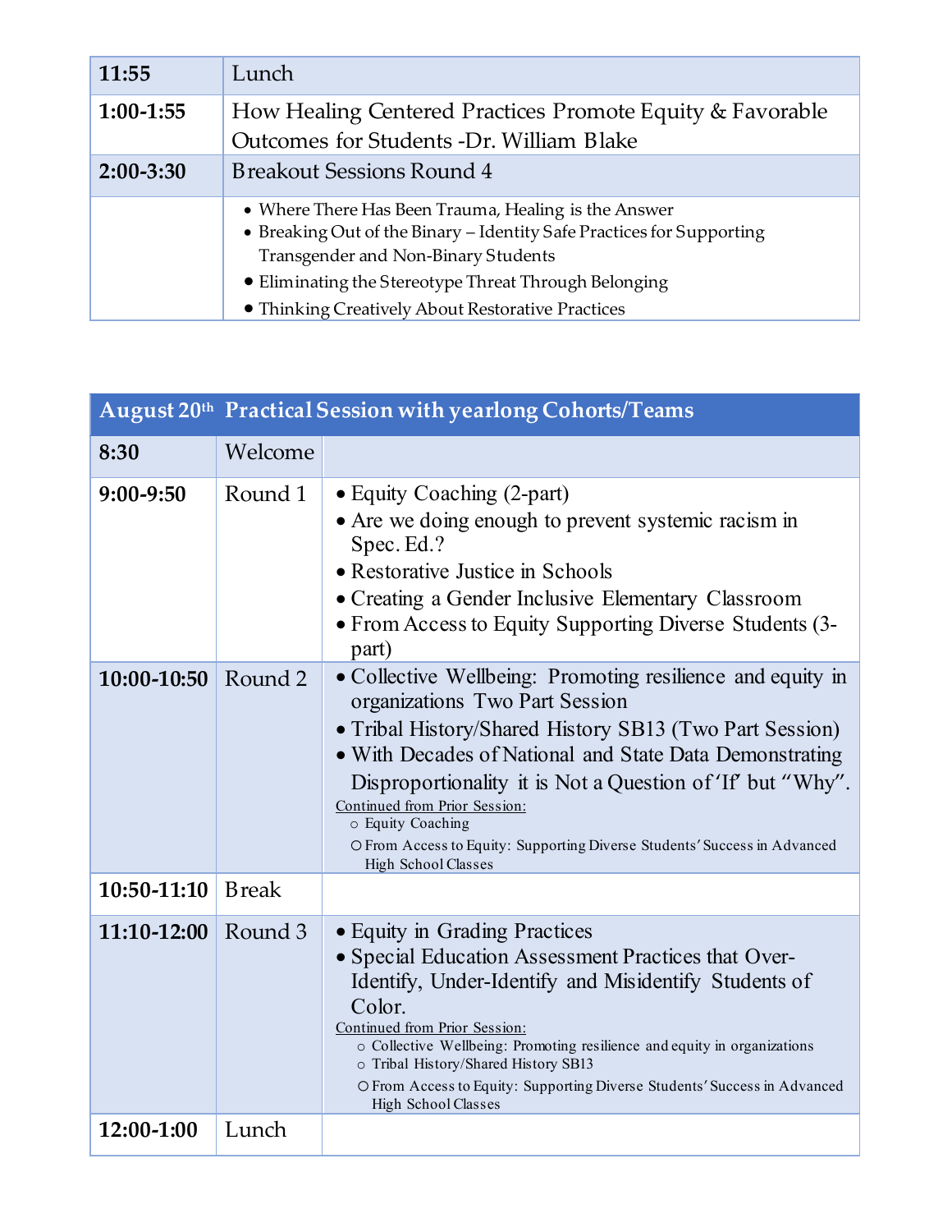| | |
|---|---|
| **11:55** | Lunch |
| **1:00-1:55** | How Healing Centered Practices Promote Equity & Favorable Outcomes for Students -Dr. William Blake |
| **2:00-3:30** | Breakout Sessions Round 4 |
| | • Where There Has Been Trauma, Healing is the Answer<br>• Breaking Out of the Binary – Identity Safe Practices for Supporting Transgender and Non-Binary Students<br>• Eliminating the Stereotype Threat Through Belonging<br>• Thinking Creatively About Restorative Practices |

| **August 20th** | **Practical Session with yearlong Cohorts/Teams** | |
|---|---|---|
| **8:30** | Welcome | |
| **9:00-9:50** | Round 1 | • Equity Coaching (2-part)<br>• Are we doing enough to prevent systemic racism in Spec. Ed.?<br>• Restorative Justice in Schools<br>• Creating a Gender Inclusive Elementary Classroom<br>• From Access to Equity Supporting Diverse Students (3-part) |
| **10:00-10:50** | Round 2 | • Collective Wellbeing: Promoting resilience and equity in organizations Two Part Session<br>• Tribal History/Shared History SB13 (Two Part Session)<br>• With Decades of National and State Data Demonstrating Disproportionality it is Not a Question of 'If' but "Why".<br>Continued from Prior Session:<br>○ Equity Coaching<br>○ From Access to Equity: Supporting Diverse Students' Success in Advanced High School Classes |
| **10:50-11:10** | Break | |
| **11:10-12:00** | Round 3 | • Equity in Grading Practices<br>• Special Education Assessment Practices that Over-Identify, Under-Identify and Misidentify Students of Color.<br>Continued from Prior Session:<br>○ Collective Wellbeing: Promoting resilience and equity in organizations<br>○ Tribal History/Shared History SB13<br>○ From Access to Equity: Supporting Diverse Students' Success in Advanced High School Classes |
| **12:00-1:00** | Lunch | |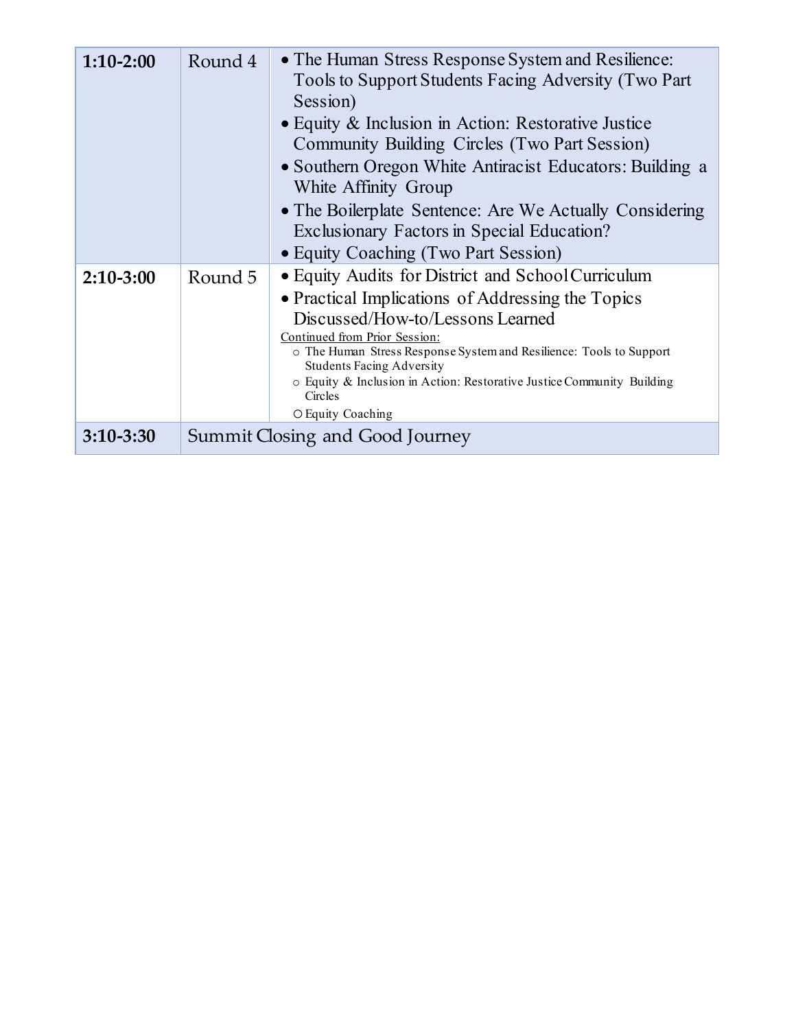| | | |
|---|---|---|
| **1:10-2:00** | Round 4 | • The Human Stress Response System and Resilience: Tools to Support Students Facing Adversity (Two Part Session)<br>• Equity & Inclusion in Action: Restorative Justice Community Building Circles (Two Part Session)<br>• Southern Oregon White Antiracist Educators: Building a White Affinity Group<br>• The Boilerplate Sentence: Are We Actually Considering Exclusionary Factors in Special Education?<br>• Equity Coaching (Two Part Session) |
| **2:10-3:00** | Round 5 | • Equity Audits for District and School Curriculum<br>• Practical Implications of Addressing the Topics Discussed/How-to/Lessons Learned<br><u>Continued from Prior Session:</u><br>○ The Human Stress Response System and Resilience: Tools to Support Students Facing Adversity<br>○ Equity & Inclusion in Action: Restorative Justice Community Building Circles<br>○ Equity Coaching |
| **3:10-3:30** | Summit Closing and Good Journey | |